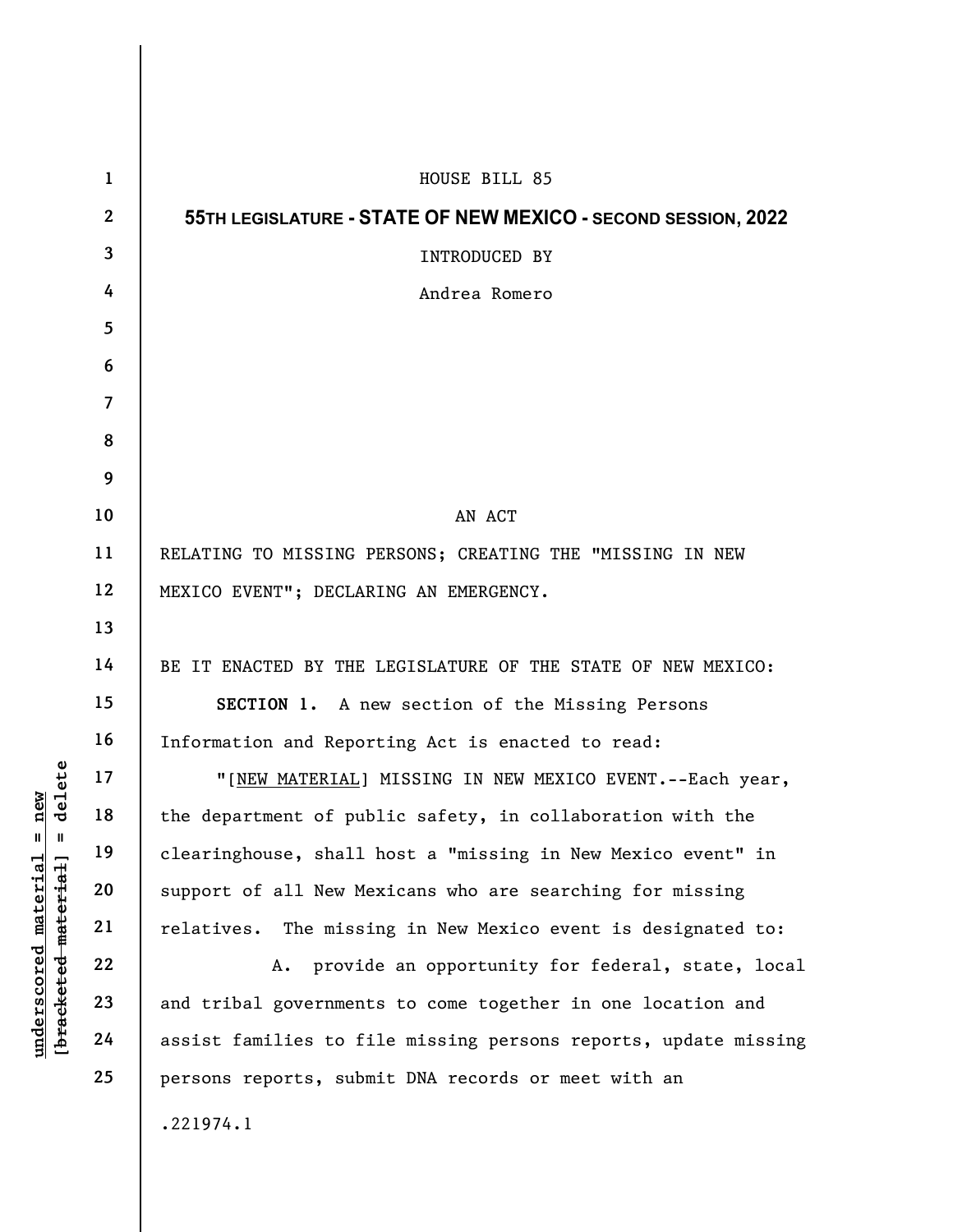HOUSE BILL 85

**55TH LEGISLATURE - STATE OF NEW MEXICO - SECOND SESSION, 2022**

INTRODUCED BY

Andrea Romero

AN ACT

RELATING TO MISSING PERSONS; CREATING THE "MISSING IN NEW MEXICO EVENT"; DECLARING AN EMERGENCY.

BE IT ENACTED BY THE LEGISLATURE OF THE STATE OF NEW MEXICO:

**SECTION 1.** A new section of the Missing Persons Information and Reporting Act is enacted to read:

"[NEW MATERIAL] MISSING IN NEW MEXICO EVENT.--Each year, the department of public safety, in collaboration with the clearinghouse, shall host a "missing in New Mexico event" in support of all New Mexicans who are searching for missing relatives. The missing in New Mexico event is designated to:

A. provide an opportunity for federal, state, local and tribal governments to come together in one location and assist families to file missing persons reports, update missing persons reports, submit DNA records or meet with an

.221974.1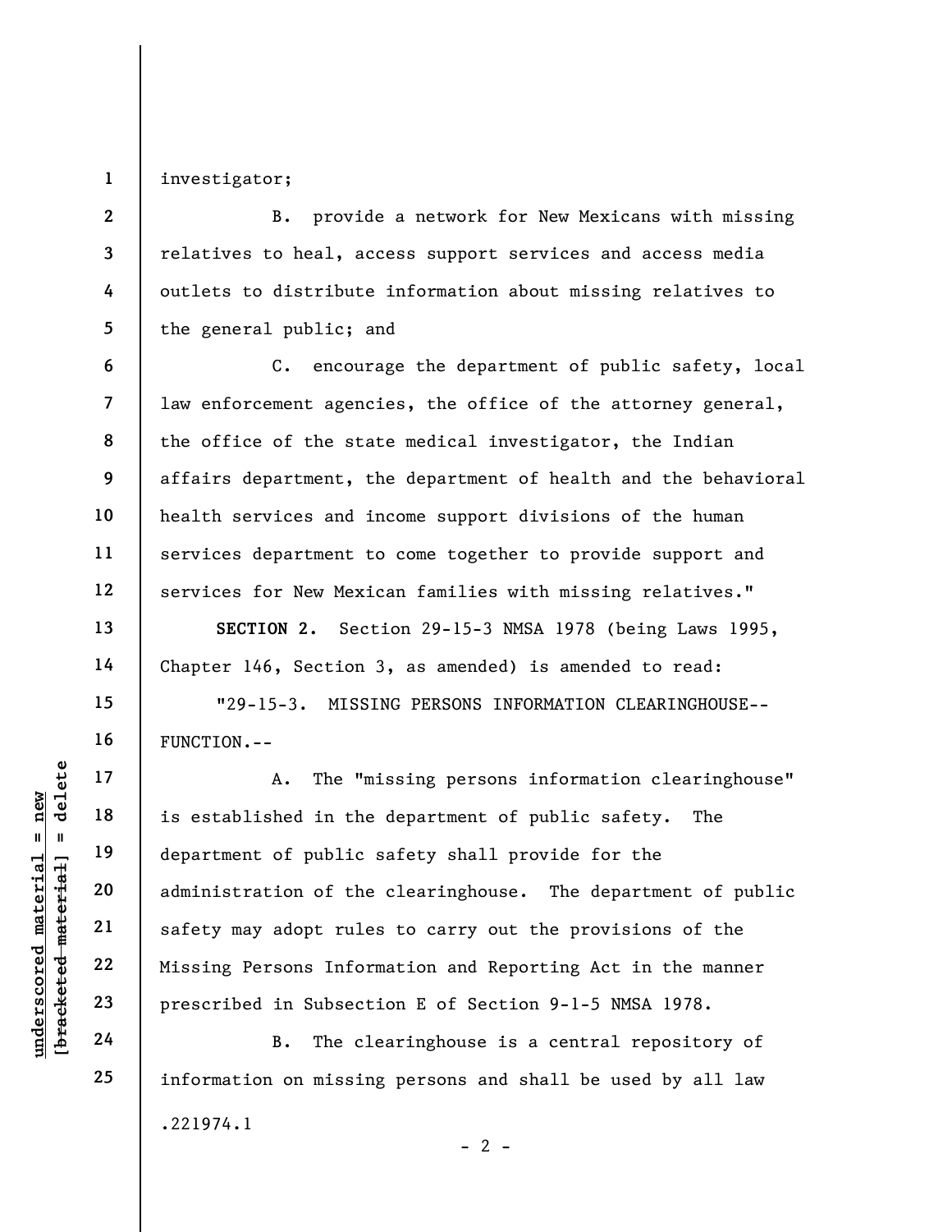investigator;

B. provide a network for New Mexicans with missing relatives to heal, access support services and access media outlets to distribute information about missing relatives to the general public; and

C. encourage the department of public safety, local law enforcement agencies, the office of the attorney general, the office of the state medical investigator, the Indian affairs department, the department of health and the behavioral health services and income support divisions of the human services department to come together to provide support and services for New Mexican families with missing relatives."

**SECTION 2.** Section 29-15-3 NMSA 1978 (being Laws 1995, Chapter 146, Section 3, as amended) is amended to read:

"29-15-3. MISSING PERSONS INFORMATION CLEARINGHOUSE--FUNCTION.--

A. The "missing persons information clearinghouse" is established in the department of public safety. The department of public safety shall provide for the administration of the clearinghouse. The department of public safety may adopt rules to carry out the provisions of the Missing Persons Information and Reporting Act in the manner prescribed in Subsection E of Section 9-1-5 NMSA 1978.

B. The clearinghouse is a central repository of information on missing persons and shall be used by all law

.221974.1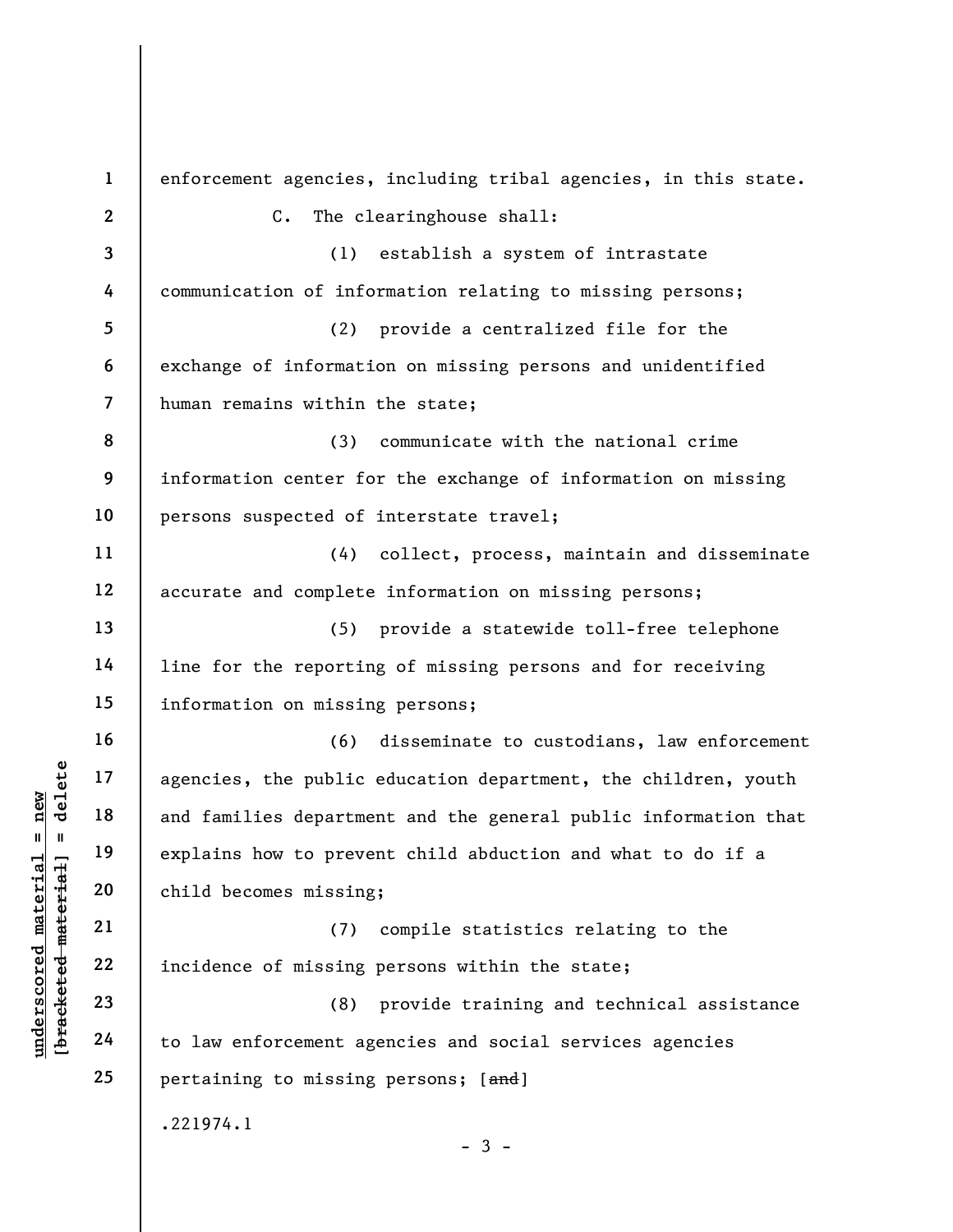enforcement agencies, including tribal agencies, in this state.

C. The clearinghouse shall:

(1) establish a system of intrastate communication of information relating to missing persons;

(2) provide a centralized file for the exchange of information on missing persons and unidentified human remains within the state;

(3) communicate with the national crime information center for the exchange of information on missing persons suspected of interstate travel;

(4) collect, process, maintain and disseminate accurate and complete information on missing persons;

(5) provide a statewide toll-free telephone line for the reporting of missing persons and for receiving information on missing persons;

(6) disseminate to custodians, law enforcement agencies, the public education department, the children, youth and families department and the general public information that explains how to prevent child abduction and what to do if a child becomes missing;

(7) compile statistics relating to the incidence of missing persons within the state;

(8) provide training and technical assistance to law enforcement agencies and social services agencies pertaining to missing persons; [~~and~~]

.221974.1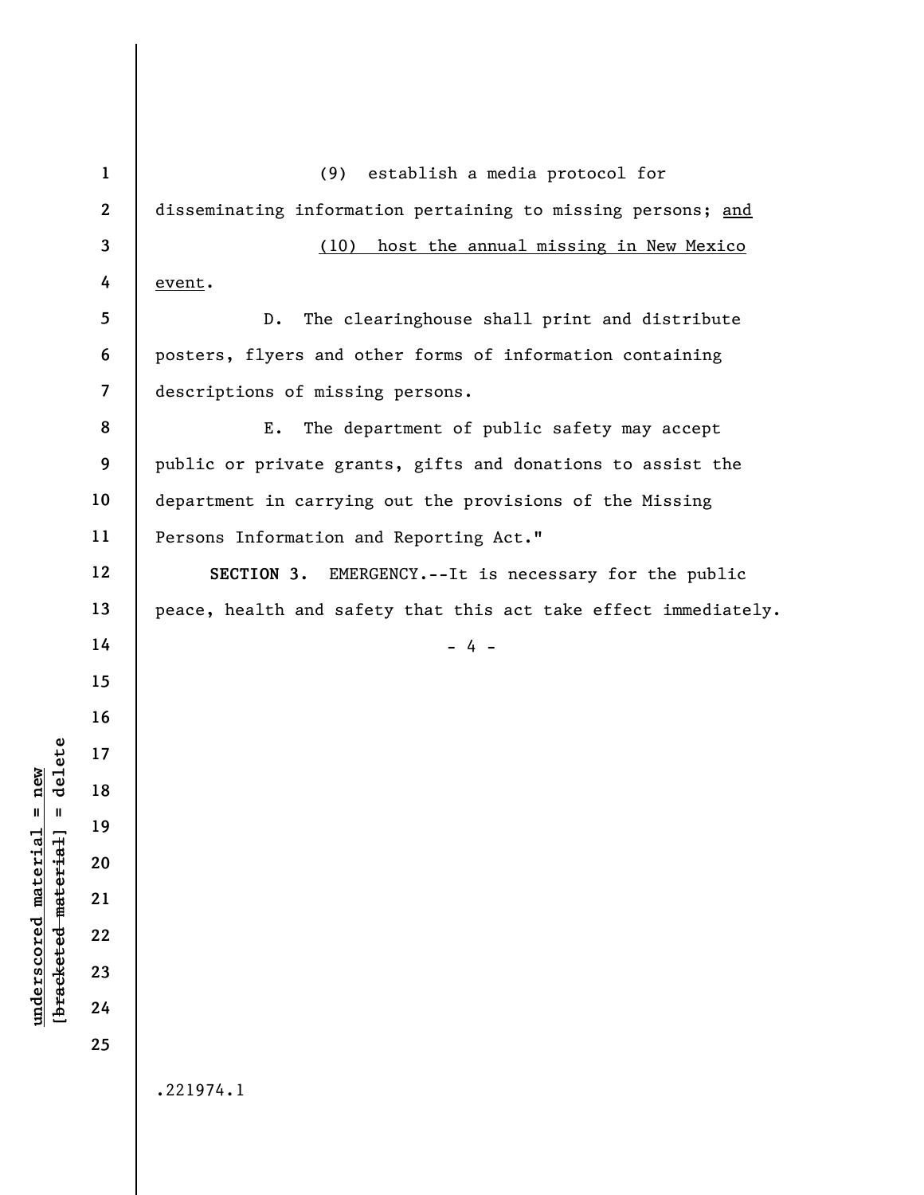(9) establish a media protocol for disseminating information pertaining to missing persons; and

(10) host the annual missing in New Mexico event.

D. The clearinghouse shall print and distribute posters, flyers and other forms of information containing descriptions of missing persons.

E. The department of public safety may accept public or private grants, gifts and donations to assist the department in carrying out the provisions of the Missing Persons Information and Reporting Act."

**SECTION 3.** EMERGENCY.--It is necessary for the public peace, health and safety that this act take effect immediately.

.221974.1